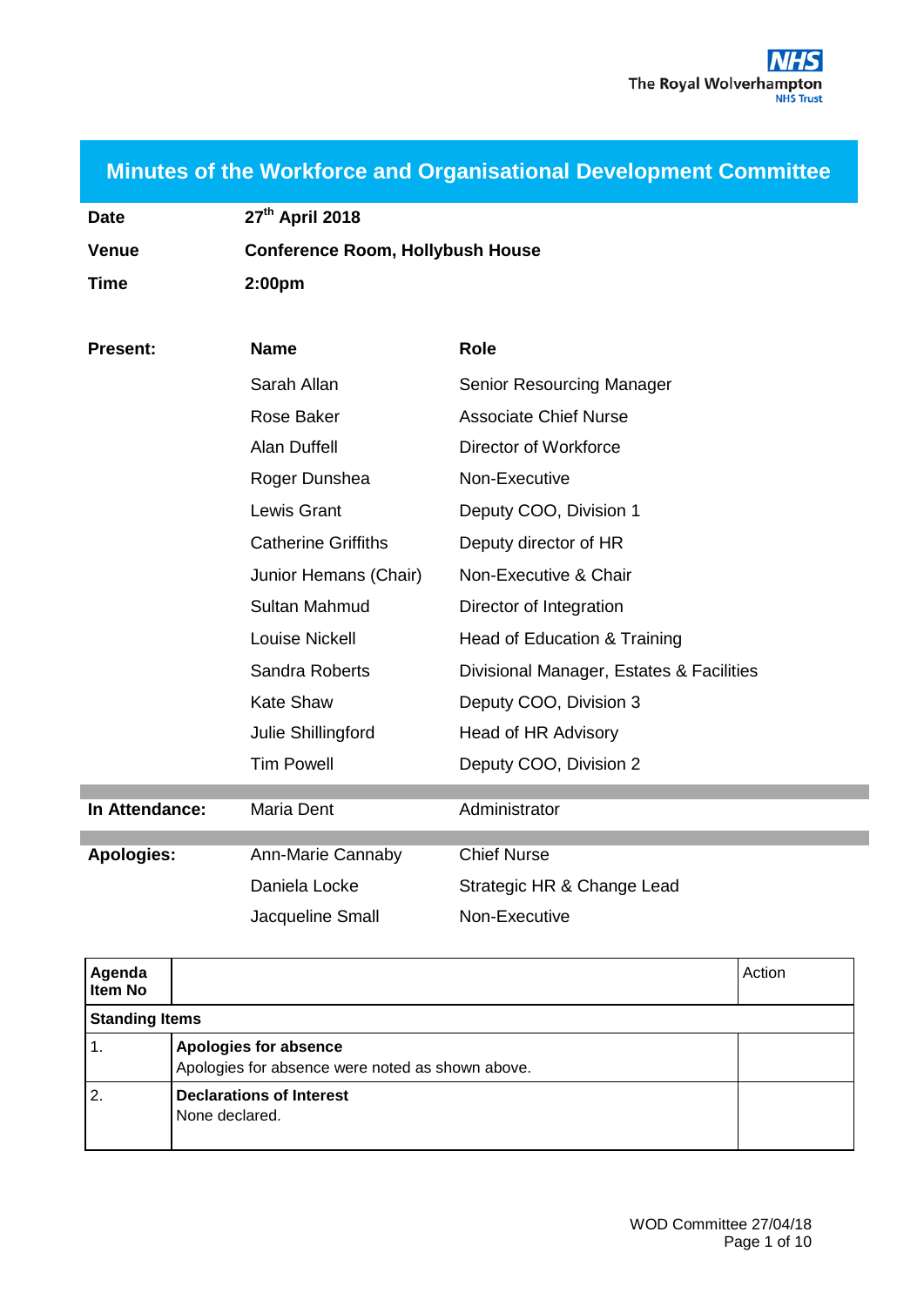# Minutes of the Workforce and Organisational Development Committee

| | |
|---|---|
| **Date** | **27th April 2018** |
| **Venue** | **Conference Room, Hollybush House** |
| **Time** | **2:00pm** |

| **Present:** | **Name** | **Role** |
|---|---|---|
| | Sarah Allan | Senior Resourcing Manager |
| | Rose Baker | Associate Chief Nurse |
| | Alan Duffell | Director of Workforce |
| | Roger Dunshea | Non-Executive |
| | Lewis Grant | Deputy COO, Division 1 |
| | Catherine Griffiths | Deputy director of HR |
| | Junior Hemans (Chair) | Non-Executive & Chair |
| | Sultan Mahmud | Director of Integration |
| | Louise Nickell | Head of Education & Training |
| | Sandra Roberts | Divisional Manager, Estates & Facilities |
| | Kate Shaw | Deputy COO, Division 3 |
| | Julie Shillingford | Head of HR Advisory |
| | Tim Powell | Deputy COO, Division 2 |
| **In Attendance:** | Maria Dent | Administrator |
| **Apologies:** | Ann-Marie Cannaby | Chief Nurse |
| | Daniela Locke | Strategic HR & Change Lead |
| | Jacqueline Small | Non-Executive |

| Agenda Item No | | Action |
|---|---|---|
| **Standing Items** | | |
| 1. | **Apologies for absence**<br>Apologies for absence were noted as shown above. | |
| 2. | **Declarations of Interest**<br>None declared. | |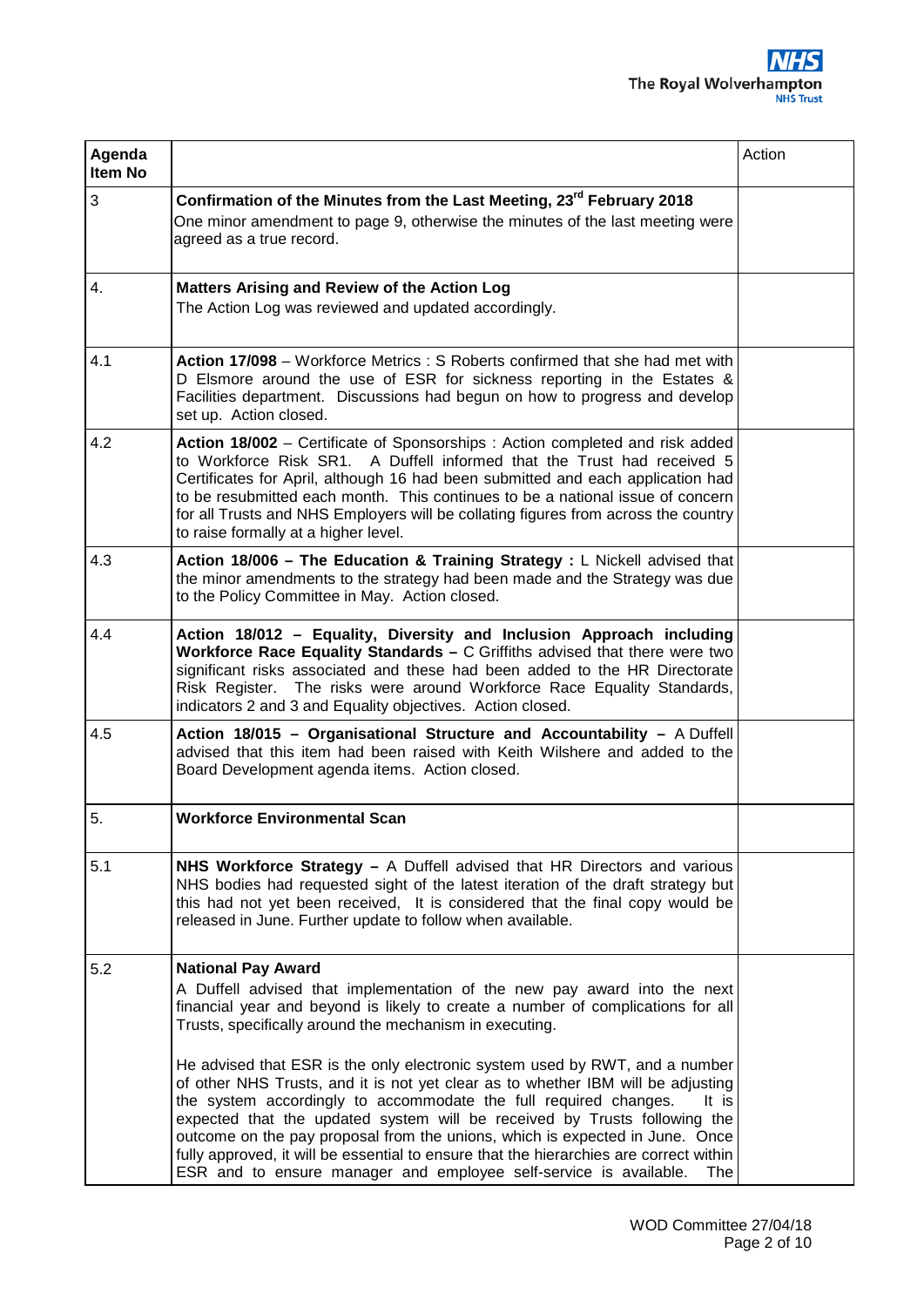| Agenda Item No | | Action |
|---|---|---|
| 3 | **Confirmation of the Minutes from the Last Meeting, 23rd February 2018**<br>One minor amendment to page 9, otherwise the minutes of the last meeting were agreed as a true record. | |
| 4. | **Matters Arising and Review of the Action Log**<br>The Action Log was reviewed and updated accordingly. | |
| 4.1 | **Action 17/098** – Workforce Metrics : S Roberts confirmed that she had met with D Elsmore around the use of ESR for sickness reporting in the Estates & Facilities department. Discussions had begun on how to progress and develop set up. Action closed. | |
| 4.2 | **Action 18/002** – Certificate of Sponsorships : Action completed and risk added to Workforce Risk SR1. A Duffell informed that the Trust had received 5 Certificates for April, although 16 had been submitted and each application had to be resubmitted each month. This continues to be a national issue of concern for all Trusts and NHS Employers will be collating figures from across the country to raise formally at a higher level. | |
| 4.3 | **Action 18/006 – The Education & Training Strategy :** L Nickell advised that the minor amendments to the strategy had been made and the Strategy was due to the Policy Committee in May. Action closed. | |
| 4.4 | **Action 18/012 – Equality, Diversity and Inclusion Approach including Workforce Race Equality Standards –** C Griffiths advised that there were two significant risks associated and these had been added to the HR Directorate Risk Register. The risks were around Workforce Race Equality Standards, indicators 2 and 3 and Equality objectives. Action closed. | |
| 4.5 | **Action 18/015 – Organisational Structure and Accountability –** A Duffell advised that this item had been raised with Keith Wilshere and added to the Board Development agenda items. Action closed. | |
| 5. | **Workforce Environmental Scan** | |
| 5.1 | **NHS Workforce Strategy –** A Duffell advised that HR Directors and various NHS bodies had requested sight of the latest iteration of the draft strategy but this had not yet been received, It is considered that the final copy would be released in June. Further update to follow when available. | |
| 5.2 | **National Pay Award**<br>A Duffell advised that implementation of the new pay award into the next financial year and beyond is likely to create a number of complications for all Trusts, specifically around the mechanism in executing.<br><br>He advised that ESR is the only electronic system used by RWT, and a number of other NHS Trusts, and it is not yet clear as to whether IBM will be adjusting the system accordingly to accommodate the full required changes. It is expected that the updated system will be received by Trusts following the outcome on the pay proposal from the unions, which is expected in June. Once fully approved, it will be essential to ensure that the hierarchies are correct within ESR and to ensure manager and employee self-service is available. The | |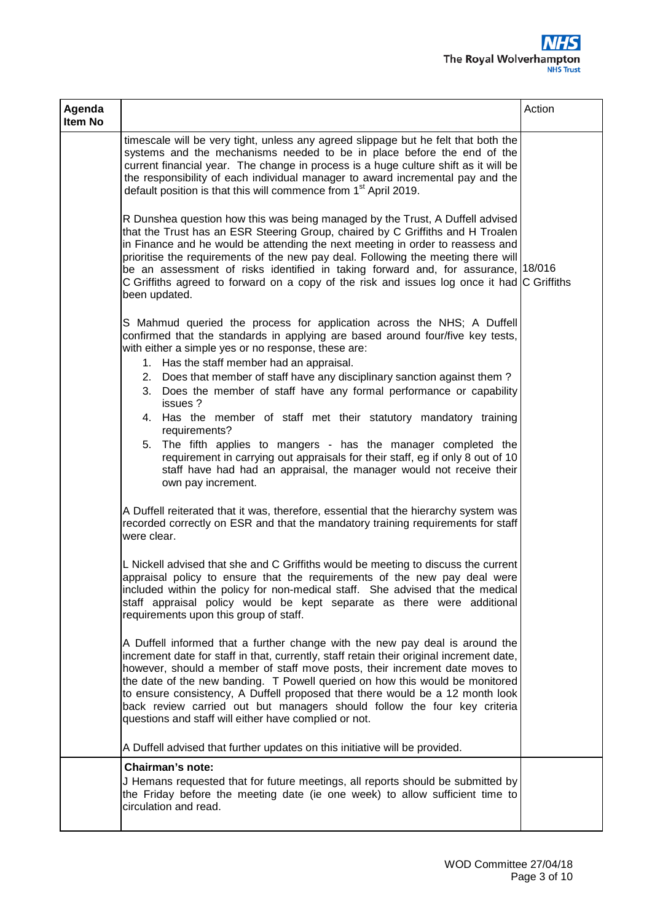| Agenda Item No | | Action |
|---|---|---|
| | timescale will be very tight, unless any agreed slippage but he felt that both the systems and the mechanisms needed to be in place before the end of the current financial year. The change in process is a huge culture shift as it will be the responsibility of each individual manager to award incremental pay and the default position is that this will commence from 1st April 2019.<br><br>R Dunshea question how this was being managed by the Trust, A Duffell advised that the Trust has an ESR Steering Group, chaired by C Griffiths and H Troalen in Finance and he would be attending the next meeting in order to reassess and prioritise the requirements of the new pay deal. Following the meeting there will be an assessment of risks identified in taking forward and, for assurance, C Griffiths agreed to forward on a copy of the risk and issues log once it had been updated.<br><br>S Mahmud queried the process for application across the NHS; A Duffell confirmed that the standards in applying are based around four/five key tests, with either a simple yes or no response, these are:<br>1. Has the staff member had an appraisal.<br>2. Does that member of staff have any disciplinary sanction against them ?<br>3. Does the member of staff have any formal performance or capability issues ?<br>4. Has the member of staff met their statutory mandatory training requirements?<br>5. The fifth applies to mangers - has the manager completed the requirement in carrying out appraisals for their staff, eg if only 8 out of 10 staff have had had an appraisal, the manager would not receive their own pay increment.<br><br>A Duffell reiterated that it was, therefore, essential that the hierarchy system was recorded correctly on ESR and that the mandatory training requirements for staff were clear.<br><br>L Nickell advised that she and C Griffiths would be meeting to discuss the current appraisal policy to ensure that the requirements of the new pay deal were included within the policy for non-medical staff. She advised that the medical staff appraisal policy would be kept separate as there were additional requirements upon this group of staff.<br><br>A Duffell informed that a further change with the new pay deal is around the increment date for staff in that, currently, staff retain their original increment date, however, should a member of staff move posts, their increment date moves to the date of the new banding. T Powell queried on how this would be monitored to ensure consistency, A Duffell proposed that there would be a 12 month look back review carried out but managers should follow the four key criteria questions and staff will either have complied or not.<br><br>A Duffell advised that further updates on this initiative will be provided. | 18/016<br>C Griffiths |
| | **Chairman's note:**<br>J Hemans requested that for future meetings, all reports should be submitted by the Friday before the meeting date (ie one week) to allow sufficient time to circulation and read. | |

WOD Committee 27/04/18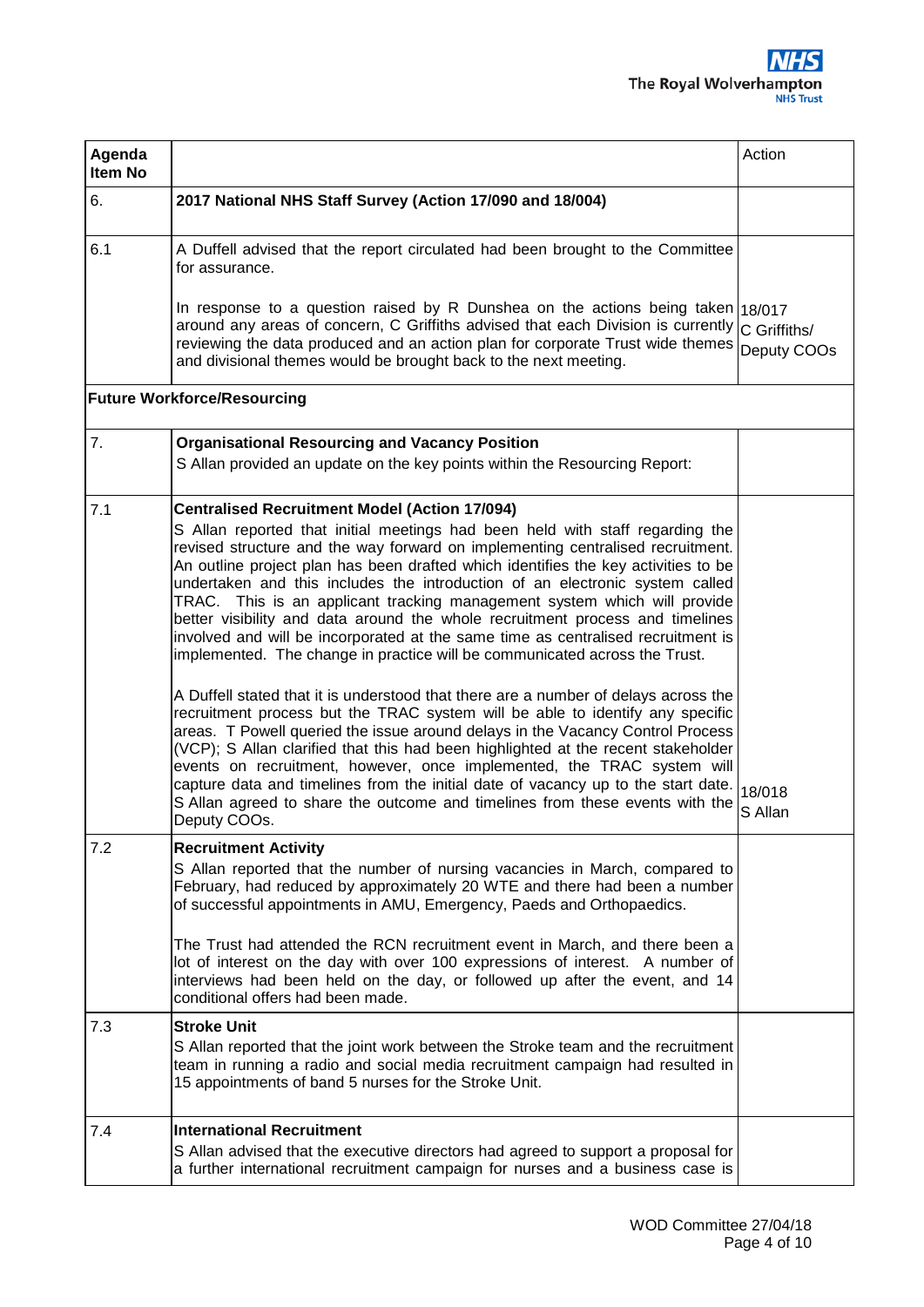| Agenda Item No | | Action |
|---|---|---|
| 6. | **2017 National NHS Staff Survey (Action 17/090 and 18/004)** | |
| 6.1 | A Duffell advised that the report circulated had been brought to the Committee for assurance.<br><br>In response to a question raised by R Dunshea on the actions being taken around any areas of concern, C Griffiths advised that each Division is currently reviewing the data produced and an action plan for corporate Trust wide themes and divisional themes would be brought back to the next meeting. | 18/017<br>C Griffiths/ Deputy COOs |
| **Future Workforce/Resourcing** | | |
| 7. | **Organisational Resourcing and Vacancy Position**<br>S Allan provided an update on the key points within the Resourcing Report: | |
| 7.1 | **Centralised Recruitment Model (Action 17/094)**<br>S Allan reported that initial meetings had been held with staff regarding the revised structure and the way forward on implementing centralised recruitment. An outline project plan has been drafted which identifies the key activities to be undertaken and this includes the introduction of an electronic system called TRAC. This is an applicant tracking management system which will provide better visibility and data around the whole recruitment process and timelines involved and will be incorporated at the same time as centralised recruitment is implemented. The change in practice will be communicated across the Trust.<br><br>A Duffell stated that it is understood that there are a number of delays across the recruitment process but the TRAC system will be able to identify any specific areas. T Powell queried the issue around delays in the Vacancy Control Process (VCP); S Allan clarified that this had been highlighted at the recent stakeholder events on recruitment, however, once implemented, the TRAC system will capture data and timelines from the initial date of vacancy up to the start date. S Allan agreed to share the outcome and timelines from these events with the Deputy COOs. | 18/018<br>S Allan |
| 7.2 | **Recruitment Activity**<br>S Allan reported that the number of nursing vacancies in March, compared to February, had reduced by approximately 20 WTE and there had been a number of successful appointments in AMU, Emergency, Paeds and Orthopaedics.<br><br>The Trust had attended the RCN recruitment event in March, and there been a lot of interest on the day with over 100 expressions of interest. A number of interviews had been held on the day, or followed up after the event, and 14 conditional offers had been made. | |
| 7.3 | **Stroke Unit**<br>S Allan reported that the joint work between the Stroke team and the recruitment team in running a radio and social media recruitment campaign had resulted in 15 appointments of band 5 nurses for the Stroke Unit. | |
| 7.4 | **International Recruitment**<br>S Allan advised that the executive directors had agreed to support a proposal for a further international recruitment campaign for nurses and a business case is | |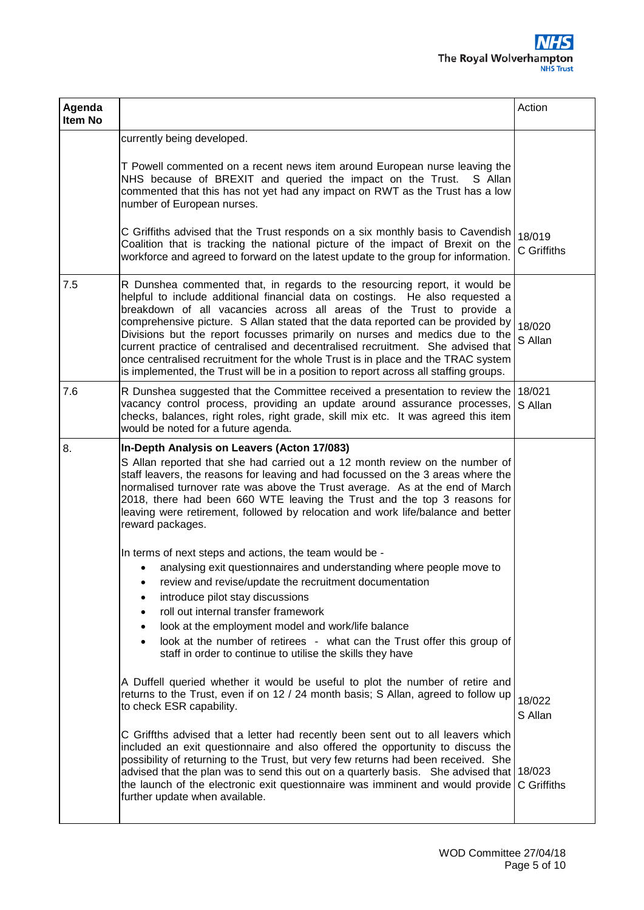| Agenda Item No | | Action |
|---|---|---|
| | currently being developed.<br><br>T Powell commented on a recent news item around European nurse leaving the NHS because of BREXIT and queried the impact on the Trust. S Allan commented that this has not yet had any impact on RWT as the Trust has a low number of European nurses.<br><br>C Griffiths advised that the Trust responds on a six monthly basis to Cavendish Coalition that is tracking the national picture of the impact of Brexit on the workforce and agreed to forward on the latest update to the group for information. | 18/019<br>C Griffiths |
| 7.5 | R Dunshea commented that, in regards to the resourcing report, it would be helpful to include additional financial data on costings. He also requested a breakdown of all vacancies across all areas of the Trust to provide a comprehensive picture. S Allan stated that the data reported can be provided by Divisions but the report focusses primarily on nurses and medics due to the current practice of centralised and decentralised recruitment. She advised that once centralised recruitment for the whole Trust is in place and the TRAC system is implemented, the Trust will be in a position to report across all staffing groups. | 18/020<br>S Allan |
| 7.6 | R Dunshea suggested that the Committee received a presentation to review the vacancy control process, providing an update around assurance processes, checks, balances, right roles, right grade, skill mix etc. It was agreed this item would be noted for a future agenda. | 18/021<br>S Allan |
| 8. | **In-Depth Analysis on Leavers (Acton 17/083)**<br>S Allan reported that she had carried out a 12 month review on the number of staff leavers, the reasons for leaving and had focussed on the 3 areas where the normalised turnover rate was above the Trust average. As at the end of March 2018, there had been 660 WTE leaving the Trust and the top 3 reasons for leaving were retirement, followed by relocation and work life/balance and better reward packages.<br><br>In terms of next steps and actions, the team would be -<br>• analysing exit questionnaires and understanding where people move to<br>• review and revise/update the recruitment documentation<br>• introduce pilot stay discussions<br>• roll out internal transfer framework<br>• look at the employment model and work/life balance<br>• look at the number of retirees - what can the Trust offer this group of staff in order to continue to utilise the skills they have<br><br>A Duffell queried whether it would be useful to plot the number of retire and returns to the Trust, even if on 12 / 24 month basis; S Allan, agreed to follow up to check ESR capability.<br><br>C Griffths advised that a letter had recently been sent out to all leavers which included an exit questionnaire and also offered the opportunity to discuss the possibility of returning to the Trust, but very few returns had been received. She advised that the plan was to send this out on a quarterly basis. She advised that the launch of the electronic exit questionnaire was imminent and would provide further update when available. | 18/022<br>S Allan<br><br>18/023<br>C Griffiths |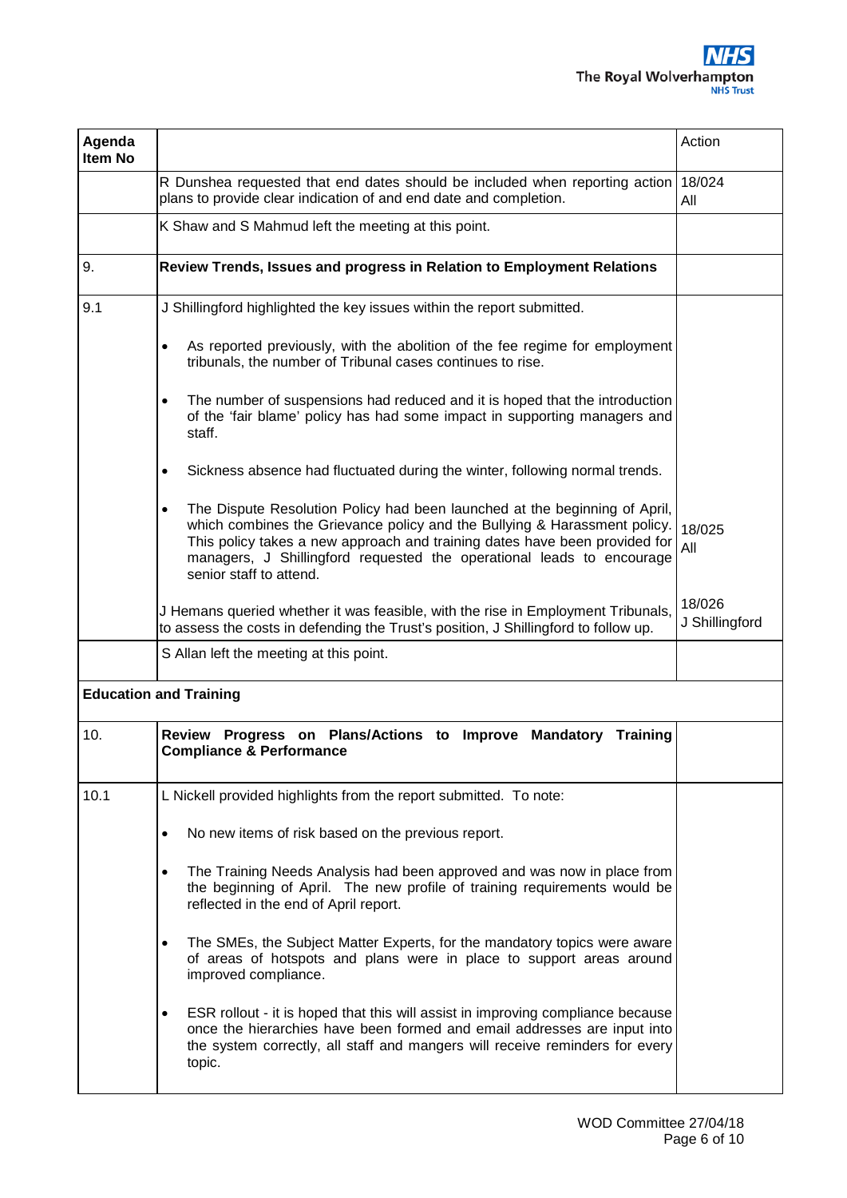| Agenda Item No | | Action |
|---|---|---|
| | R Dunshea requested that end dates should be included when reporting action plans to provide clear indication of and end date and completion. | 18/024 All |
| | K Shaw and S Mahmud left the meeting at this point. | |
| 9. | **Review Trends, Issues and progress in Relation to Employment Relations** | |
| 9.1 | J Shillingford highlighted the key issues within the report submitted.<br><br>• As reported previously, with the abolition of the fee regime for employment tribunals, the number of Tribunal cases continues to rise.<br><br>• The number of suspensions had reduced and it is hoped that the introduction of the 'fair blame' policy has had some impact in supporting managers and staff.<br><br>• Sickness absence had fluctuated during the winter, following normal trends.<br><br>• The Dispute Resolution Policy had been launched at the beginning of April, which combines the Grievance policy and the Bullying & Harassment policy. This policy takes a new approach and training dates have been provided for managers, J Shillingford requested the operational leads to encourage senior staff to attend. | 18/025 All |
| | J Hemans queried whether it was feasible, with the rise in Employment Tribunals, to assess the costs in defending the Trust's position, J Shillingford to follow up. | 18/026 J Shillingford |
| | S Allan left the meeting at this point. | |
| **Education and Training** | | |
| 10. | **Review Progress on Plans/Actions to Improve Mandatory Training Compliance & Performance** | |
| 10.1 | L Nickell provided highlights from the report submitted. To note:<br><br>• No new items of risk based on the previous report.<br><br>• The Training Needs Analysis had been approved and was now in place from the beginning of April. The new profile of training requirements would be reflected in the end of April report.<br><br>• The SMEs, the Subject Matter Experts, for the mandatory topics were aware of areas of hotspots and plans were in place to support areas around improved compliance.<br><br>• ESR rollout - it is hoped that this will assist in improving compliance because once the hierarchies have been formed and email addresses are input into the system correctly, all staff and mangers will receive reminders for every topic. | |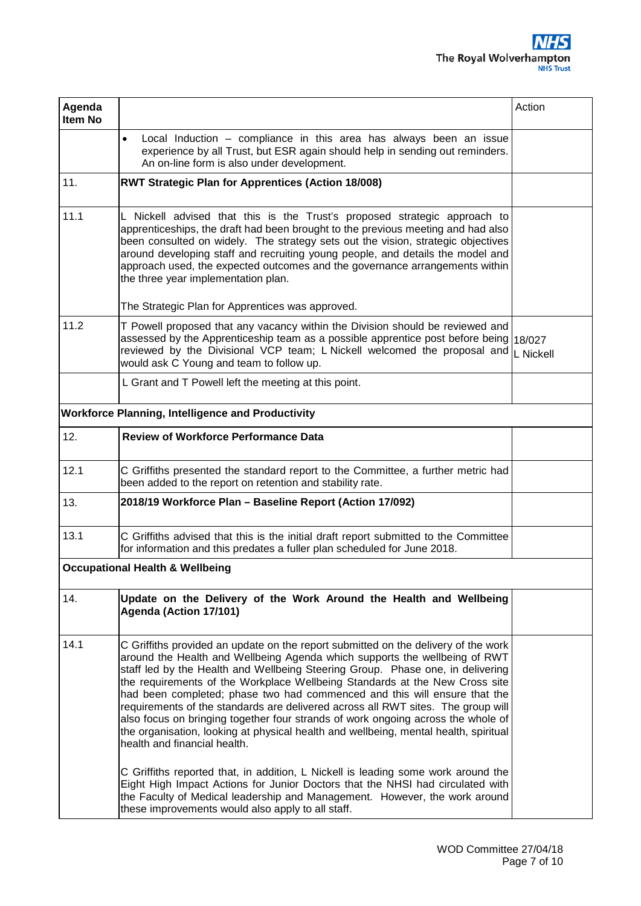| Agenda Item No | | Action |
|---|---|---|
| | • Local Induction – compliance in this area has always been an issue experience by all Trust, but ESR again should help in sending out reminders. An on-line form is also under development. | |
| 11. | **RWT Strategic Plan for Apprentices (Action 18/008)** | |
| 11.1 | L Nickell advised that this is the Trust's proposed strategic approach to apprenticeships, the draft had been brought to the previous meeting and had also been consulted on widely. The strategy sets out the vision, strategic objectives around developing staff and recruiting young people, and details the model and approach used, the expected outcomes and the governance arrangements within the three year implementation plan.<br><br>The Strategic Plan for Apprentices was approved. | |
| 11.2 | T Powell proposed that any vacancy within the Division should be reviewed and assessed by the Apprenticeship team as a possible apprentice post before being reviewed by the Divisional VCP team; L Nickell welcomed the proposal and would ask C Young and team to follow up. | 18/027<br>L Nickell |
| | L Grant and T Powell left the meeting at this point. | |
| **Workforce Planning, Intelligence and Productivity** | | |
| 12. | **Review of Workforce Performance Data** | |
| 12.1 | C Griffiths presented the standard report to the Committee, a further metric had been added to the report on retention and stability rate. | |
| 13. | **2018/19 Workforce Plan – Baseline Report (Action 17/092)** | |
| 13.1 | C Griffiths advised that this is the initial draft report submitted to the Committee for information and this predates a fuller plan scheduled for June 2018. | |
| **Occupational Health & Wellbeing** | | |
| 14. | **Update on the Delivery of the Work Around the Health and Wellbeing Agenda (Action 17/101)** | |
| 14.1 | C Griffiths provided an update on the report submitted on the delivery of the work around the Health and Wellbeing Agenda which supports the wellbeing of RWT staff led by the Health and Wellbeing Steering Group. Phase one, in delivering the requirements of the Workplace Wellbeing Standards at the New Cross site had been completed; phase two had commenced and this will ensure that the requirements of the standards are delivered across all RWT sites. The group will also focus on bringing together four strands of work ongoing across the whole of the organisation, looking at physical health and wellbeing, mental health, spiritual health and financial health.<br><br>C Griffiths reported that, in addition, L Nickell is leading some work around the Eight High Impact Actions for Junior Doctors that the NHSI had circulated with the Faculty of Medical leadership and Management. However, the work around these improvements would also apply to all staff. | |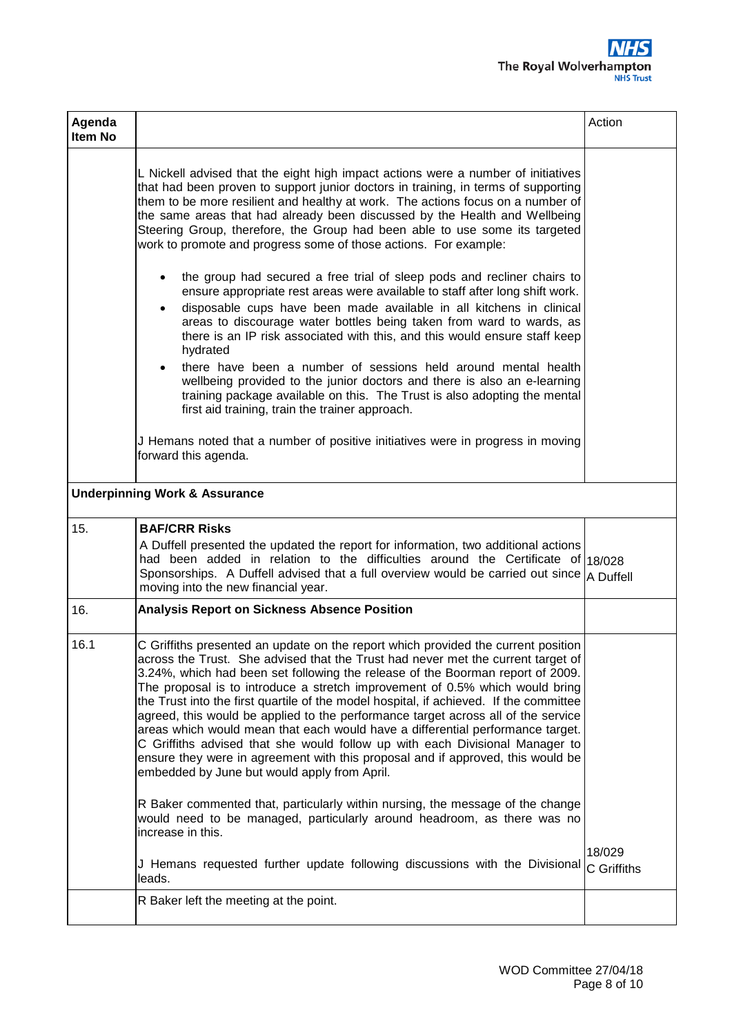| Agenda Item No | | Action |
|---|---|---|
| | L Nickell advised that the eight high impact actions were a number of initiatives that had been proven to support junior doctors in training, in terms of supporting them to be more resilient and healthy at work. The actions focus on a number of the same areas that had already been discussed by the Health and Wellbeing Steering Group, therefore, the Group had been able to use some its targeted work to promote and progress some of those actions. For example:<br><br>• the group had secured a free trial of sleep pods and recliner chairs to ensure appropriate rest areas were available to staff after long shift work.<br>• disposable cups have been made available in all kitchens in clinical areas to discourage water bottles being taken from ward to wards, as there is an IP risk associated with this, and this would ensure staff keep hydrated<br>• there have been a number of sessions held around mental health wellbeing provided to the junior doctors and there is also an e-learning training package available on this. The Trust is also adopting the mental first aid training, train the trainer approach.<br><br>J Hemans noted that a number of positive initiatives were in progress in moving forward this agenda. | |
| **Underpinning Work & Assurance** | | |
| 15. | **BAF/CRR Risks**<br>A Duffell presented the updated the report for information, two additional actions had been added in relation to the difficulties around the Certificate of Sponsorships. A Duffell advised that a full overview would be carried out since moving into the new financial year. | 18/028<br>A Duffell |
| 16. | **Analysis Report on Sickness Absence Position** | |
| 16.1 | C Griffiths presented an update on the report which provided the current position across the Trust. She advised that the Trust had never met the current target of 3.24%, which had been set following the release of the Boorman report of 2009. The proposal is to introduce a stretch improvement of 0.5% which would bring the Trust into the first quartile of the model hospital, if achieved. If the committee agreed, this would be applied to the performance target across all of the service areas which would mean that each would have a differential performance target. C Griffiths advised that she would follow up with each Divisional Manager to ensure they were in agreement with this proposal and if approved, this would be embedded by June but would apply from April.<br><br>R Baker commented that, particularly within nursing, the message of the change would need to be managed, particularly around headroom, as there was no increase in this.<br><br>J Hemans requested further update following discussions with the Divisional leads. | 18/029<br>C Griffiths |
| | R Baker left the meeting at the point. | |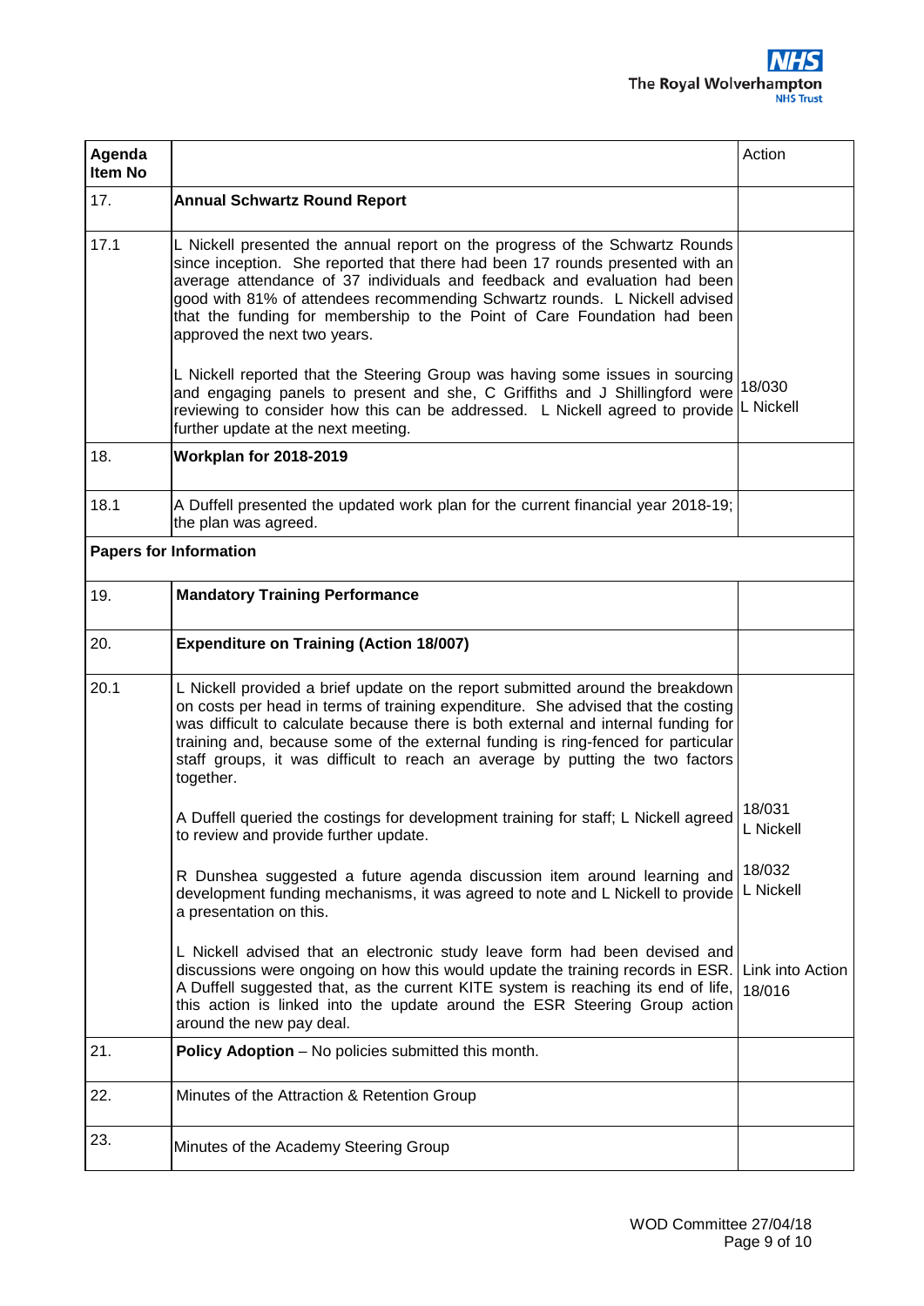| Agenda Item No | | Action |
|---|---|---|
| 17. | **Annual Schwartz Round Report** | |
| 17.1 | L Nickell presented the annual report on the progress of the Schwartz Rounds since inception. She reported that there had been 17 rounds presented with an average attendance of 37 individuals and feedback and evaluation had been good with 81% of attendees recommending Schwartz rounds. L Nickell advised that the funding for membership to the Point of Care Foundation had been approved the next two years.<br><br>L Nickell reported that the Steering Group was having some issues in sourcing and engaging panels to present and she, C Griffiths and J Shillingford were reviewing to consider how this can be addressed. L Nickell agreed to provide further update at the next meeting. | 18/030<br>L Nickell |
| 18. | **Workplan for 2018-2019** | |
| 18.1 | A Duffell presented the updated work plan for the current financial year 2018-19; the plan was agreed. | |
| **Papers for Information** | | |
| 19. | **Mandatory Training Performance** | |
| 20. | **Expenditure on Training (Action 18/007)** | |
| 20.1 | L Nickell provided a brief update on the report submitted around the breakdown on costs per head in terms of training expenditure. She advised that the costing was difficult to calculate because there is both external and internal funding for training and, because some of the external funding is ring-fenced for particular staff groups, it was difficult to reach an average by putting the two factors together.<br><br>A Duffell queried the costings for development training for staff; L Nickell agreed to review and provide further update.<br><br>R Dunshea suggested a future agenda discussion item around learning and development funding mechanisms, it was agreed to note and L Nickell to provide a presentation on this.<br><br>L Nickell advised that an electronic study leave form had been devised and discussions were ongoing on how this would update the training records in ESR. A Duffell suggested that, as the current KITE system is reaching its end of life, this action is linked into the update around the ESR Steering Group action around the new pay deal. | 18/031<br>L Nickell<br><br>18/032<br>L Nickell<br><br>Link into Action 18/016 |
| 21. | **Policy Adoption** – No policies submitted this month. | |
| 22. | Minutes of the Attraction & Retention Group | |
| 23. | Minutes of the Academy Steering Group | |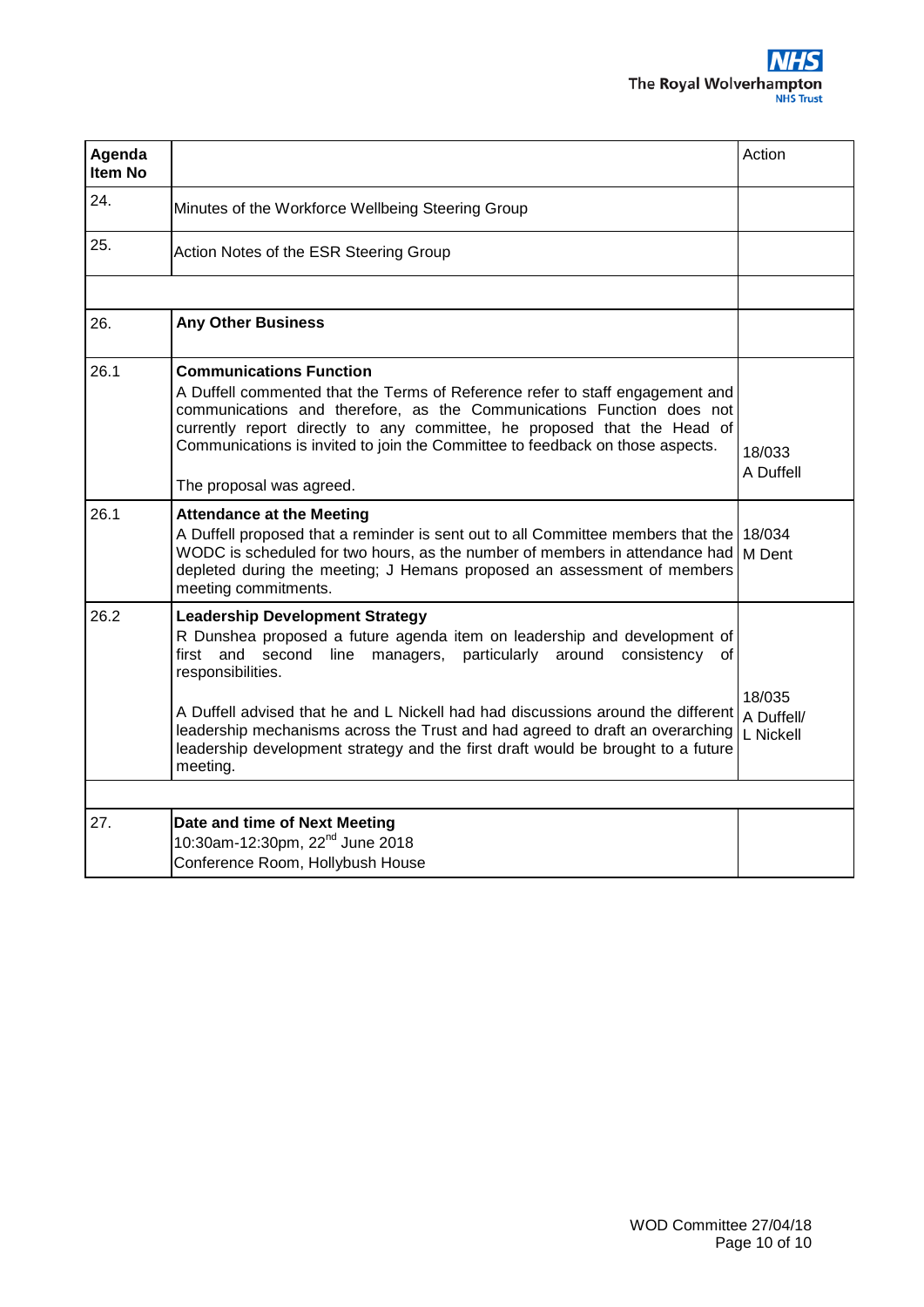| Agenda Item No | | Action |
|---|---|---|
| 24. | Minutes of the Workforce Wellbeing Steering Group | |
| 25. | Action Notes of the ESR Steering Group | |
| | | |
| 26. | **Any Other Business** | |
| 26.1 | **Communications Function**<br>A Duffell commented that the Terms of Reference refer to staff engagement and communications and therefore, as the Communications Function does not currently report directly to any committee, he proposed that the Head of Communications is invited to join the Committee to feedback on those aspects.<br><br>The proposal was agreed. | 18/033<br>A Duffell |
| 26.1 | **Attendance at the Meeting**<br>A Duffell proposed that a reminder is sent out to all Committee members that the WODC is scheduled for two hours, as the number of members in attendance had depleted during the meeting; J Hemans proposed an assessment of members meeting commitments. | 18/034<br>M Dent |
| 26.2 | **Leadership Development Strategy**<br>R Dunshea proposed a future agenda item on leadership and development of first and second line managers, particularly around consistency of responsibilities.<br><br>A Duffell advised that he and L Nickell had had discussions around the different leadership mechanisms across the Trust and had agreed to draft an overarching leadership development strategy and the first draft would be brought to a future meeting. | 18/035<br>A Duffell/<br>L Nickell |
| | | |
| 27. | **Date and time of Next Meeting**<br>10:30am-12:30pm, 22nd June 2018<br>Conference Room, Hollybush House | |